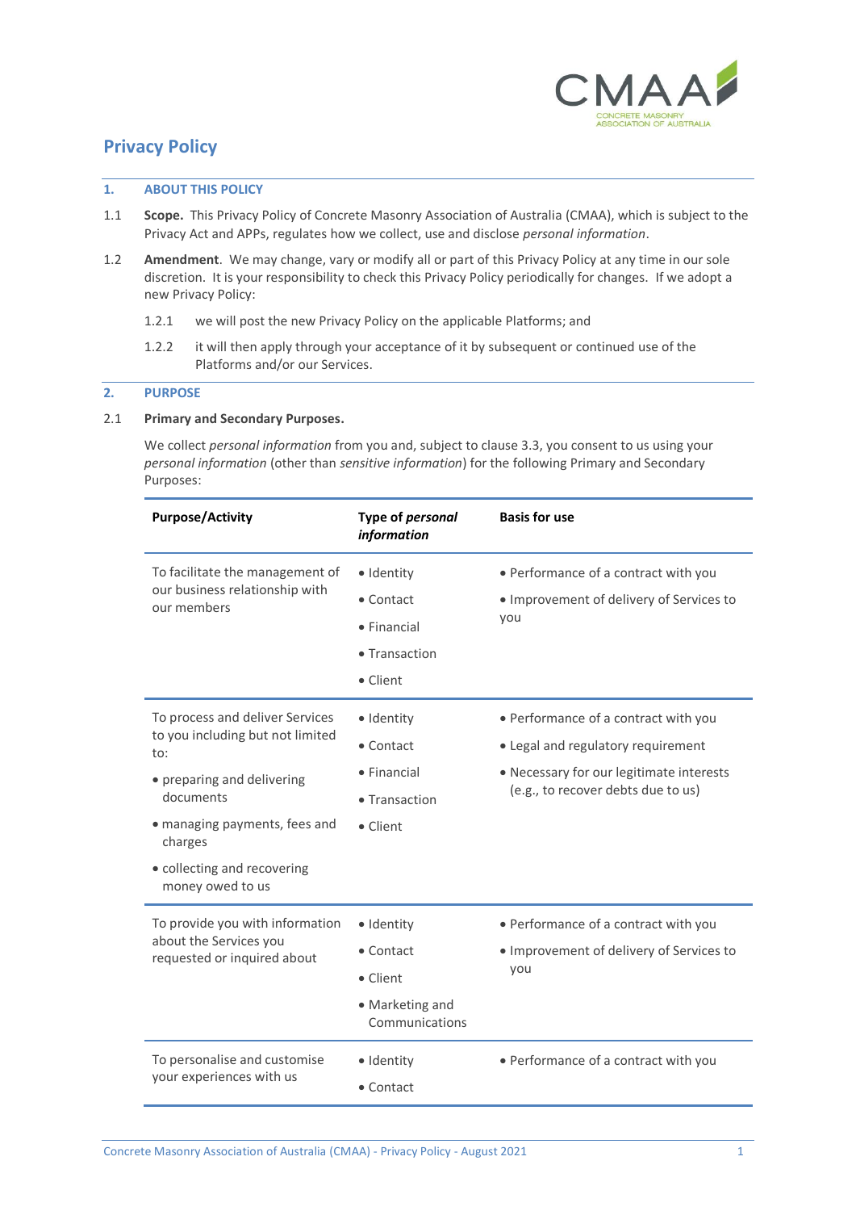# Privacy Policy

## 1. ABOUT THIS POLICY

1.1 **Scope.** This Privacy Policy of Concrete Masonry Association of Australia (CMAA), which is subject to the Privacy Act and APPs, regulates how we collect, use and disclose *personal information*.

1.2 **Amendment**. We may change, vary or modify all or part of this Privacy Policy at any time in our sole discretion. It is your responsibility to check this Privacy Policy periodically for changes. If we adopt a new Privacy Policy:

1.2.1 we will post the new Privacy Policy on the applicable Platforms; and

1.2.2 it will then apply through your acceptance of it by subsequent or continued use of the Platforms and/or our Services.

## 2. PURPOSE

2.1 **Primary and Secondary Purposes.**

We collect *personal information* from you and, subject to clause 3.3, you consent to us using your *personal information* (other than *sensitive information*) for the following Primary and Secondary Purposes:

| Purpose/Activity | Type of *personal information* | Basis for use |
|---|---|---|
| To facilitate the management of our business relationship with our members | • Identity<br>• Contact<br>• Financial<br>• Transaction<br>• Client | • Performance of a contract with you<br>• Improvement of delivery of Services to you |
| To process and deliver Services to you including but not limited to:<br>• preparing and delivering documents<br>• managing payments, fees and charges<br>• collecting and recovering money owed to us | • Identity<br>• Contact<br>• Financial<br>• Transaction<br>• Client | • Performance of a contract with you<br>• Legal and regulatory requirement<br>• Necessary for our legitimate interests (e.g., to recover debts due to us) |
| To provide you with information about the Services you requested or inquired about | • Identity<br>• Contact<br>• Client<br>• Marketing and Communications | • Performance of a contract with you<br>• Improvement of delivery of Services to you |
| To personalise and customise your experiences with us | • Identity<br>• Contact | • Performance of a contract with you |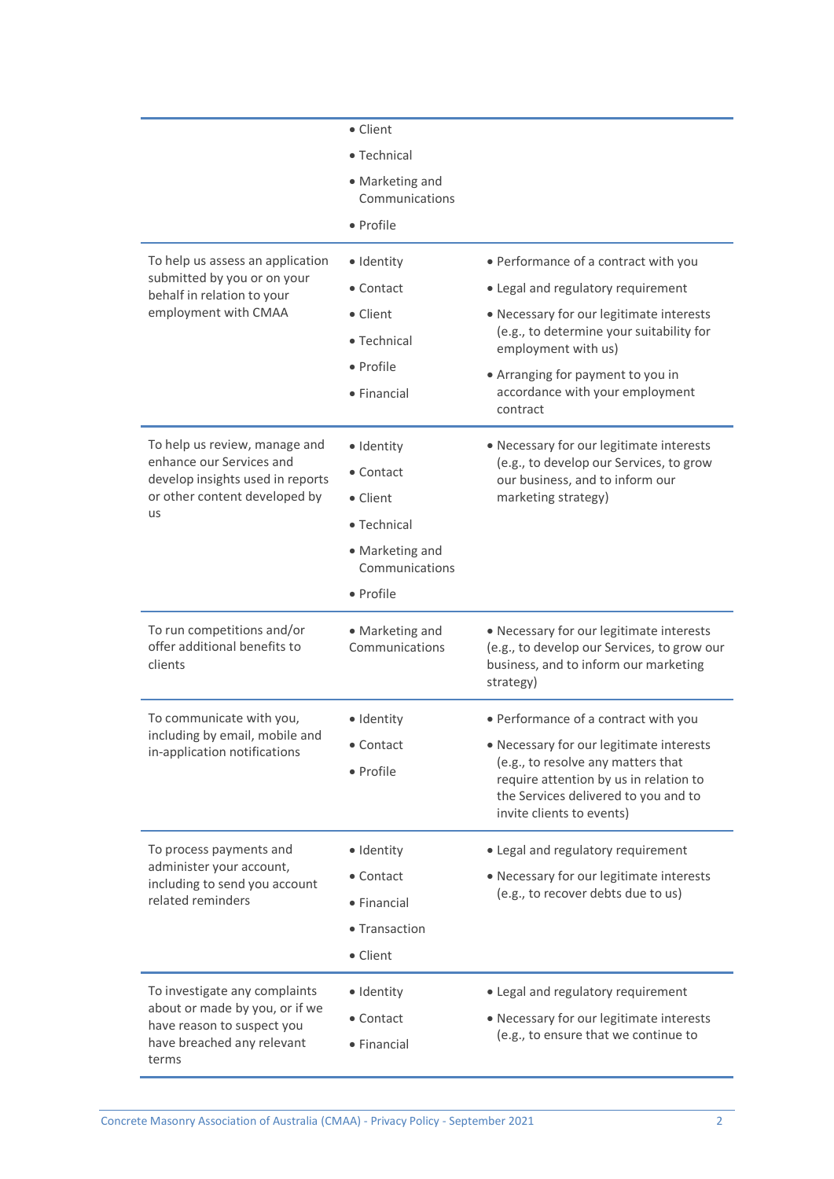| | | |
|---|---|---|
| | • Client<br>• Technical<br>• Marketing and Communications<br>• Profile | |
| To help us assess an application submitted by you or on your behalf in relation to your employment with CMAA | • Identity<br>• Contact<br>• Client<br>• Technical<br>• Profile<br>• Financial | • Performance of a contract with you<br>• Legal and regulatory requirement<br>• Necessary for our legitimate interests (e.g., to determine your suitability for employment with us)<br>• Arranging for payment to you in accordance with your employment contract |
| To help us review, manage and enhance our Services and develop insights used in reports or other content developed by us | • Identity<br>• Contact<br>• Client<br>• Technical<br>• Marketing and Communications<br>• Profile | • Necessary for our legitimate interests (e.g., to develop our Services, to grow our business, and to inform our marketing strategy) |
| To run competitions and/or offer additional benefits to clients | • Marketing and Communications | • Necessary for our legitimate interests (e.g., to develop our Services, to grow our business, and to inform our marketing strategy) |
| To communicate with you, including by email, mobile and in-application notifications | • Identity<br>• Contact<br>• Profile | • Performance of a contract with you<br>• Necessary for our legitimate interests (e.g., to resolve any matters that require attention by us in relation to the Services delivered to you and to invite clients to events) |
| To process payments and administer your account, including to send you account related reminders | • Identity<br>• Contact<br>• Financial<br>• Transaction<br>• Client | • Legal and regulatory requirement<br>• Necessary for our legitimate interests (e.g., to recover debts due to us) |
| To investigate any complaints about or made by you, or if we have reason to suspect you have breached any relevant terms | • Identity<br>• Contact<br>• Financial | • Legal and regulatory requirement<br>• Necessary for our legitimate interests (e.g., to ensure that we continue to |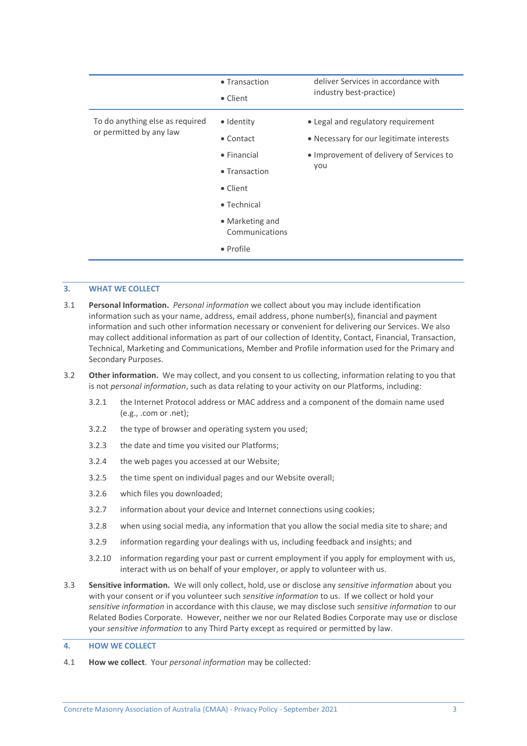| | | |
|---|---|---|
| | • Transaction<br>• Client | deliver Services in accordance with industry best-practice) |
| To do anything else as required or permitted by any law | • Identity<br>• Contact<br>• Financial<br>• Transaction<br>• Client<br>• Technical<br>• Marketing and Communications<br>• Profile | • Legal and regulatory requirement<br>• Necessary for our legitimate interests<br>• Improvement of delivery of Services to you |

## 3. WHAT WE COLLECT

3.1 **Personal Information.** *Personal information* we collect about you may include identification information such as your name, address, email address, phone number(s), financial and payment information and such other information necessary or convenient for delivering our Services. We also may collect additional information as part of our collection of Identity, Contact, Financial, Transaction, Technical, Marketing and Communications, Member and Profile information used for the Primary and Secondary Purposes.

3.2 **Other information.** We may collect, and you consent to us collecting, information relating to you that is not *personal information*, such as data relating to your activity on our Platforms, including:

3.2.1 the Internet Protocol address or MAC address and a component of the domain name used (e.g., .com or .net);

3.2.2 the type of browser and operating system you used;

3.2.3 the date and time you visited our Platforms;

3.2.4 the web pages you accessed at our Website;

3.2.5 the time spent on individual pages and our Website overall;

3.2.6 which files you downloaded;

3.2.7 information about your device and Internet connections using cookies;

3.2.8 when using social media, any information that you allow the social media site to share; and

3.2.9 information regarding your dealings with us, including feedback and insights; and

3.2.10 information regarding your past or current employment if you apply for employment with us, interact with us on behalf of your employer, or apply to volunteer with us.

3.3 **Sensitive information.** We will only collect, hold, use or disclose any *sensitive information* about you with your consent or if you volunteer such *sensitive information* to us. If we collect or hold your *sensitive information* in accordance with this clause, we may disclose such *sensitive information* to our Related Bodies Corporate. However, neither we nor our Related Bodies Corporate may use or disclose your *sensitive information* to any Third Party except as required or permitted by law.

## 4. HOW WE COLLECT

4.1 **How we collect**. Your *personal information* may be collected: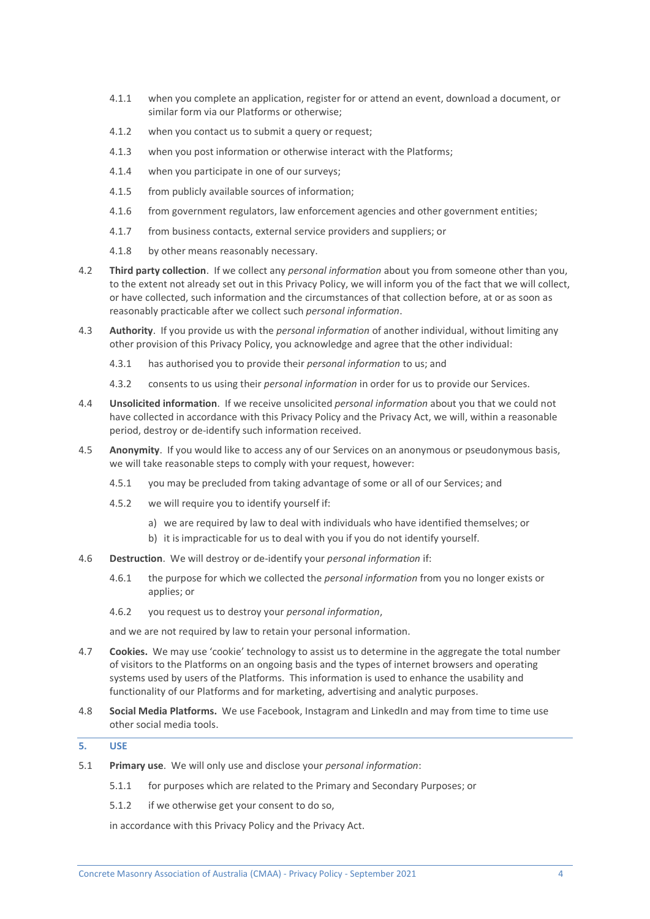4.1.1 when you complete an application, register for or attend an event, download a document, or similar form via our Platforms or otherwise;

4.1.2 when you contact us to submit a query or request;

4.1.3 when you post information or otherwise interact with the Platforms;

4.1.4 when you participate in one of our surveys;

4.1.5 from publicly available sources of information;

4.1.6 from government regulators, law enforcement agencies and other government entities;

4.1.7 from business contacts, external service providers and suppliers; or

4.1.8 by other means reasonably necessary.

4.2 **Third party collection**. If we collect any *personal information* about you from someone other than you, to the extent not already set out in this Privacy Policy, we will inform you of the fact that we will collect, or have collected, such information and the circumstances of that collection before, at or as soon as reasonably practicable after we collect such *personal information*.

4.3 **Authority**. If you provide us with the *personal information* of another individual, without limiting any other provision of this Privacy Policy, you acknowledge and agree that the other individual:

4.3.1 has authorised you to provide their *personal information* to us; and

4.3.2 consents to us using their *personal information* in order for us to provide our Services.

4.4 **Unsolicited information**. If we receive unsolicited *personal information* about you that we could not have collected in accordance with this Privacy Policy and the Privacy Act, we will, within a reasonable period, destroy or de-identify such information received.

4.5 **Anonymity**. If you would like to access any of our Services on an anonymous or pseudonymous basis, we will take reasonable steps to comply with your request, however:

4.5.1 you may be precluded from taking advantage of some or all of our Services; and

4.5.2 we will require you to identify yourself if:

a) we are required by law to deal with individuals who have identified themselves; or

b) it is impracticable for us to deal with you if you do not identify yourself.

4.6 **Destruction**. We will destroy or de-identify your *personal information* if:

4.6.1 the purpose for which we collected the *personal information* from you no longer exists or applies; or

4.6.2 you request us to destroy your *personal information*,

and we are not required by law to retain your personal information.

4.7 **Cookies.** We may use 'cookie' technology to assist us to determine in the aggregate the total number of visitors to the Platforms on an ongoing basis and the types of internet browsers and operating systems used by users of the Platforms. This information is used to enhance the usability and functionality of our Platforms and for marketing, advertising and analytic purposes.

4.8 **Social Media Platforms.** We use Facebook, Instagram and LinkedIn and may from time to time use other social media tools.

## 5. USE

5.1 **Primary use**. We will only use and disclose your *personal information*:

5.1.1 for purposes which are related to the Primary and Secondary Purposes; or

5.1.2 if we otherwise get your consent to do so,

in accordance with this Privacy Policy and the Privacy Act.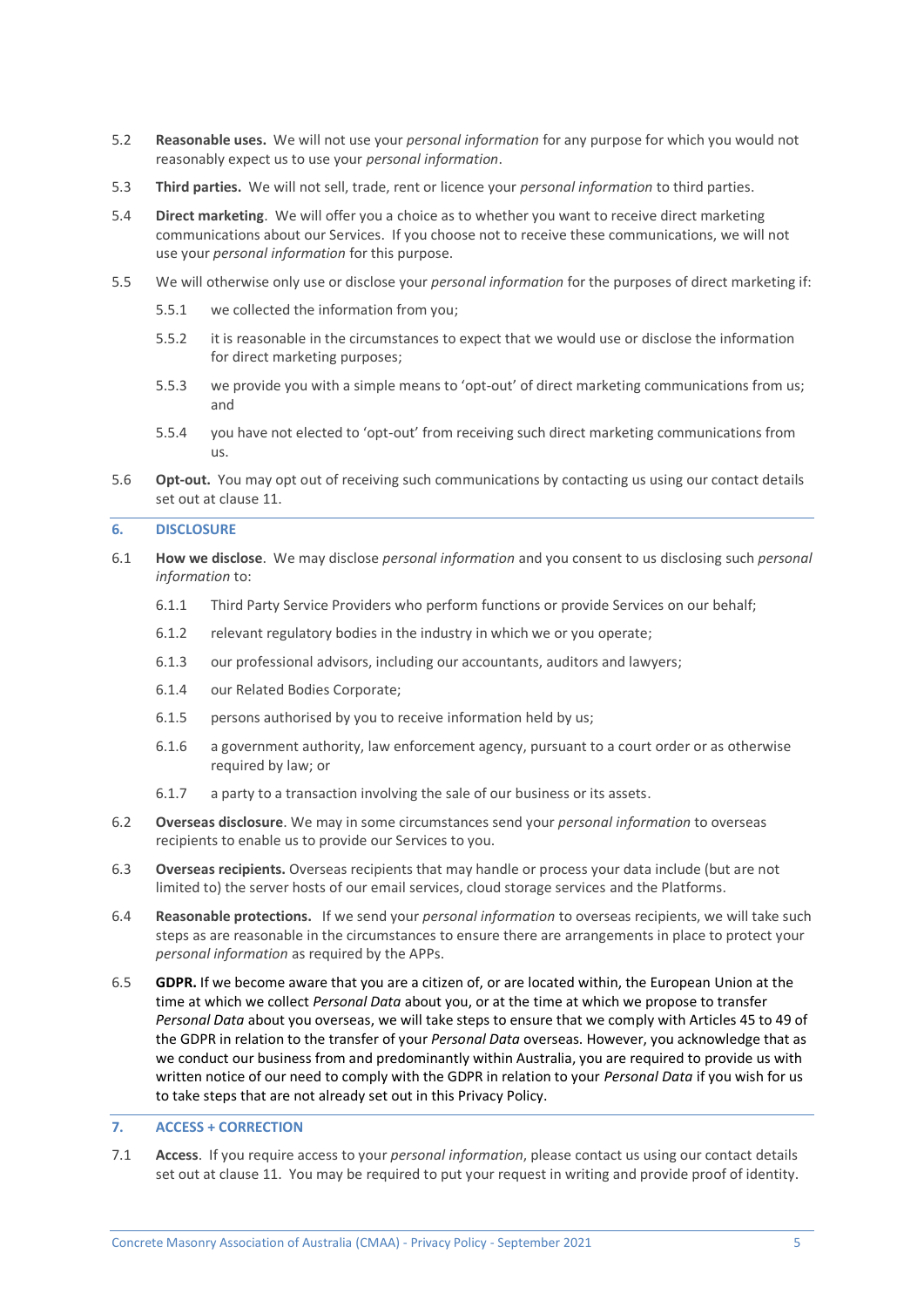5.2 **Reasonable uses.** We will not use your *personal information* for any purpose for which you would not reasonably expect us to use your *personal information*.

5.3 **Third parties.** We will not sell, trade, rent or licence your *personal information* to third parties.

5.4 **Direct marketing**. We will offer you a choice as to whether you want to receive direct marketing communications about our Services. If you choose not to receive these communications, we will not use your *personal information* for this purpose.

5.5 We will otherwise only use or disclose your *personal information* for the purposes of direct marketing if:

- 5.5.1 we collected the information from you;
- 5.5.2 it is reasonable in the circumstances to expect that we would use or disclose the information for direct marketing purposes;
- 5.5.3 we provide you with a simple means to 'opt-out' of direct marketing communications from us; and
- 5.5.4 you have not elected to 'opt-out' from receiving such direct marketing communications from us.

5.6 **Opt-out.** You may opt out of receiving such communications by contacting us using our contact details set out at clause 11.

## 6. DISCLOSURE

6.1 **How we disclose**. We may disclose *personal information* and you consent to us disclosing such *personal information* to:

- 6.1.1 Third Party Service Providers who perform functions or provide Services on our behalf;
- 6.1.2 relevant regulatory bodies in the industry in which we or you operate;
- 6.1.3 our professional advisors, including our accountants, auditors and lawyers;
- 6.1.4 our Related Bodies Corporate;
- 6.1.5 persons authorised by you to receive information held by us;
- 6.1.6 a government authority, law enforcement agency, pursuant to a court order or as otherwise required by law; or
- 6.1.7 a party to a transaction involving the sale of our business or its assets.

6.2 **Overseas disclosure**. We may in some circumstances send your *personal information* to overseas recipients to enable us to provide our Services to you.

6.3 **Overseas recipients.** Overseas recipients that may handle or process your data include (but are not limited to) the server hosts of our email services, cloud storage services and the Platforms.

6.4 **Reasonable protections.** If we send your *personal information* to overseas recipients, we will take such steps as are reasonable in the circumstances to ensure there are arrangements in place to protect your *personal information* as required by the APPs.

6.5 **GDPR.** If we become aware that you are a citizen of, or are located within, the European Union at the time at which we collect *Personal Data* about you, or at the time at which we propose to transfer *Personal Data* about you overseas, we will take steps to ensure that we comply with Articles 45 to 49 of the GDPR in relation to the transfer of your *Personal Data* overseas. However, you acknowledge that as we conduct our business from and predominantly within Australia, you are required to provide us with written notice of our need to comply with the GDPR in relation to your *Personal Data* if you wish for us to take steps that are not already set out in this Privacy Policy.

## 7. ACCESS + CORRECTION

7.1 **Access**. If you require access to your *personal information*, please contact us using our contact details set out at clause 11. You may be required to put your request in writing and provide proof of identity.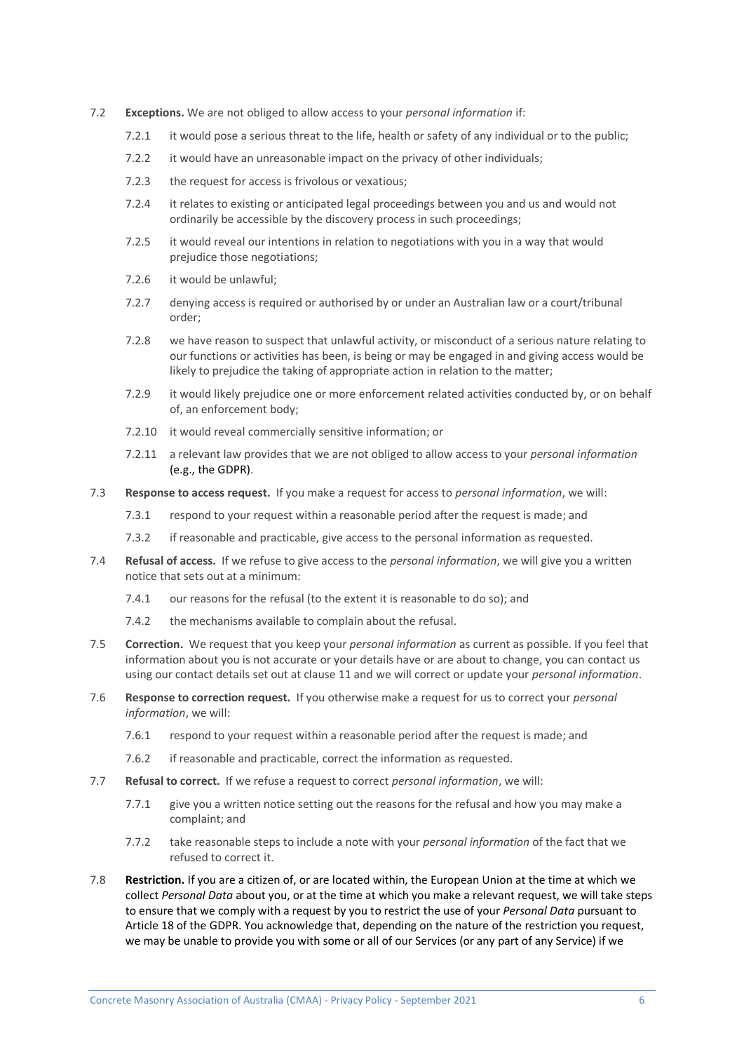7.2 **Exceptions.** We are not obliged to allow access to your *personal information* if:

7.2.1 it would pose a serious threat to the life, health or safety of any individual or to the public;

7.2.2 it would have an unreasonable impact on the privacy of other individuals;

7.2.3 the request for access is frivolous or vexatious;

7.2.4 it relates to existing or anticipated legal proceedings between you and us and would not ordinarily be accessible by the discovery process in such proceedings;

7.2.5 it would reveal our intentions in relation to negotiations with you in a way that would prejudice those negotiations;

7.2.6 it would be unlawful;

7.2.7 denying access is required or authorised by or under an Australian law or a court/tribunal order;

7.2.8 we have reason to suspect that unlawful activity, or misconduct of a serious nature relating to our functions or activities has been, is being or may be engaged in and giving access would be likely to prejudice the taking of appropriate action in relation to the matter;

7.2.9 it would likely prejudice one or more enforcement related activities conducted by, or on behalf of, an enforcement body;

7.2.10 it would reveal commercially sensitive information; or

7.2.11 a relevant law provides that we are not obliged to allow access to your *personal information* (e.g., the GDPR).

7.3 **Response to access request.** If you make a request for access to *personal information*, we will:

7.3.1 respond to your request within a reasonable period after the request is made; and

7.3.2 if reasonable and practicable, give access to the personal information as requested.

7.4 **Refusal of access.** If we refuse to give access to the *personal information*, we will give you a written notice that sets out at a minimum:

7.4.1 our reasons for the refusal (to the extent it is reasonable to do so); and

7.4.2 the mechanisms available to complain about the refusal.

7.5 **Correction.** We request that you keep your *personal information* as current as possible. If you feel that information about you is not accurate or your details have or are about to change, you can contact us using our contact details set out at clause 11 and we will correct or update your *personal information*.

7.6 **Response to correction request.** If you otherwise make a request for us to correct your *personal information*, we will:

7.6.1 respond to your request within a reasonable period after the request is made; and

7.6.2 if reasonable and practicable, correct the information as requested.

7.7 **Refusal to correct.** If we refuse a request to correct *personal information*, we will:

7.7.1 give you a written notice setting out the reasons for the refusal and how you may make a complaint; and

7.7.2 take reasonable steps to include a note with your *personal information* of the fact that we refused to correct it.

7.8 **Restriction.** If you are a citizen of, or are located within, the European Union at the time at which we collect *Personal Data* about you, or at the time at which you make a relevant request, we will take steps to ensure that we comply with a request by you to restrict the use of your *Personal Data* pursuant to Article 18 of the GDPR. You acknowledge that, depending on the nature of the restriction you request, we may be unable to provide you with some or all of our Services (or any part of any Service) if we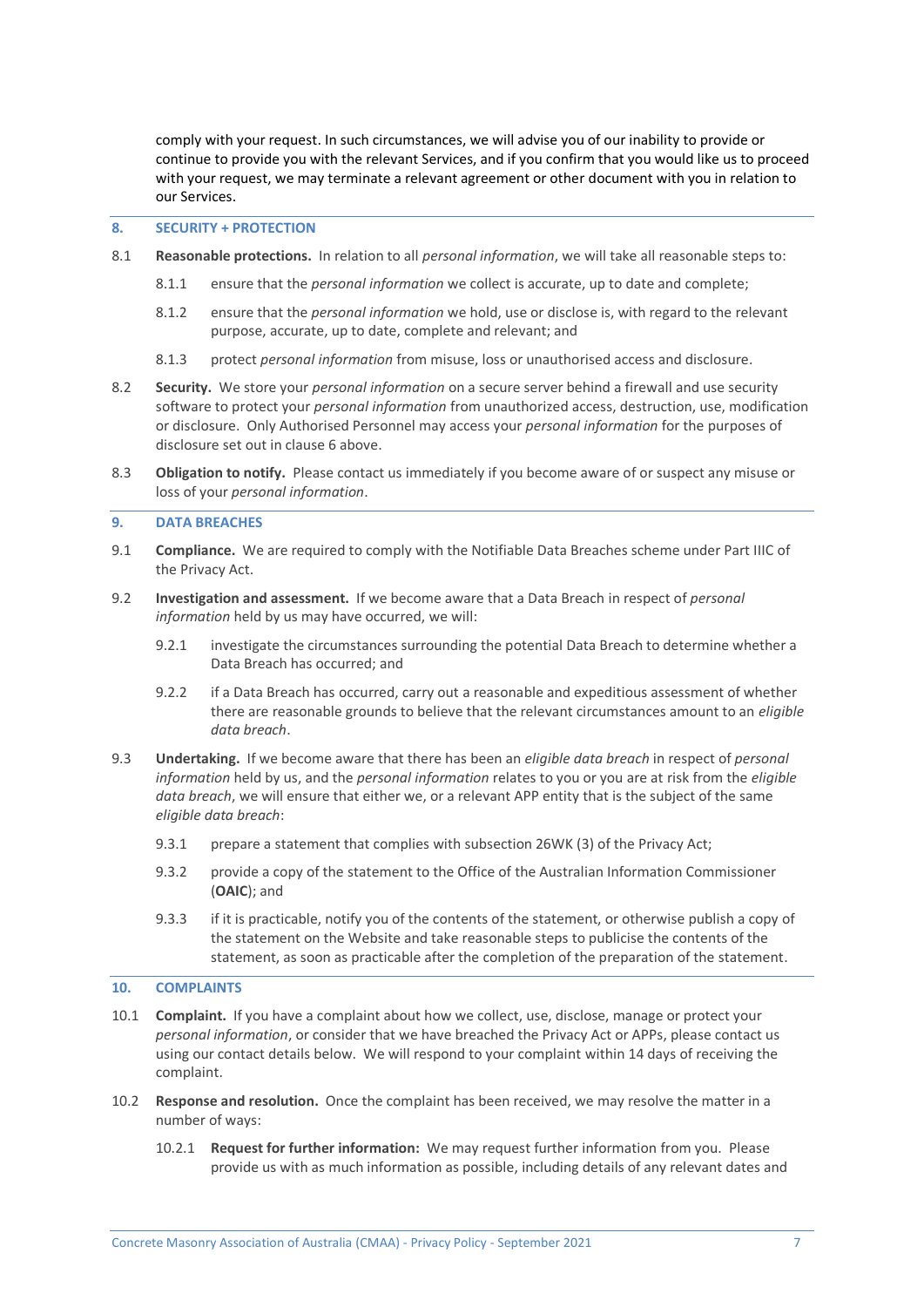comply with your request. In such circumstances, we will advise you of our inability to provide or continue to provide you with the relevant Services, and if you confirm that you would like us to proceed with your request, we may terminate a relevant agreement or other document with you in relation to our Services.

## 8. SECURITY + PROTECTION

8.1 **Reasonable protections.** In relation to all *personal information*, we will take all reasonable steps to:

8.1.1 ensure that the *personal information* we collect is accurate, up to date and complete;

8.1.2 ensure that the *personal information* we hold, use or disclose is, with regard to the relevant purpose, accurate, up to date, complete and relevant; and

8.1.3 protect *personal information* from misuse, loss or unauthorised access and disclosure.

8.2 **Security.** We store your *personal information* on a secure server behind a firewall and use security software to protect your *personal information* from unauthorized access, destruction, use, modification or disclosure. Only Authorised Personnel may access your *personal information* for the purposes of disclosure set out in clause 6 above.

8.3 **Obligation to notify.** Please contact us immediately if you become aware of or suspect any misuse or loss of your *personal information*.

## 9. DATA BREACHES

9.1 **Compliance.** We are required to comply with the Notifiable Data Breaches scheme under Part IIIC of the Privacy Act.

9.2 **Investigation and assessment.** If we become aware that a Data Breach in respect of *personal information* held by us may have occurred, we will:

9.2.1 investigate the circumstances surrounding the potential Data Breach to determine whether a Data Breach has occurred; and

9.2.2 if a Data Breach has occurred, carry out a reasonable and expeditious assessment of whether there are reasonable grounds to believe that the relevant circumstances amount to an *eligible data breach*.

9.3 **Undertaking.** If we become aware that there has been an *eligible data breach* in respect of *personal information* held by us, and the *personal information* relates to you or you are at risk from the *eligible data breach*, we will ensure that either we, or a relevant APP entity that is the subject of the same *eligible data breach*:

9.3.1 prepare a statement that complies with subsection 26WK (3) of the Privacy Act;

9.3.2 provide a copy of the statement to the Office of the Australian Information Commissioner (**OAIC**); and

9.3.3 if it is practicable, notify you of the contents of the statement, or otherwise publish a copy of the statement on the Website and take reasonable steps to publicise the contents of the statement, as soon as practicable after the completion of the preparation of the statement.

## 10. COMPLAINTS

10.1 **Complaint.** If you have a complaint about how we collect, use, disclose, manage or protect your *personal information*, or consider that we have breached the Privacy Act or APPs, please contact us using our contact details below. We will respond to your complaint within 14 days of receiving the complaint.

10.2 **Response and resolution.** Once the complaint has been received, we may resolve the matter in a number of ways:

10.2.1 **Request for further information:** We may request further information from you. Please provide us with as much information as possible, including details of any relevant dates and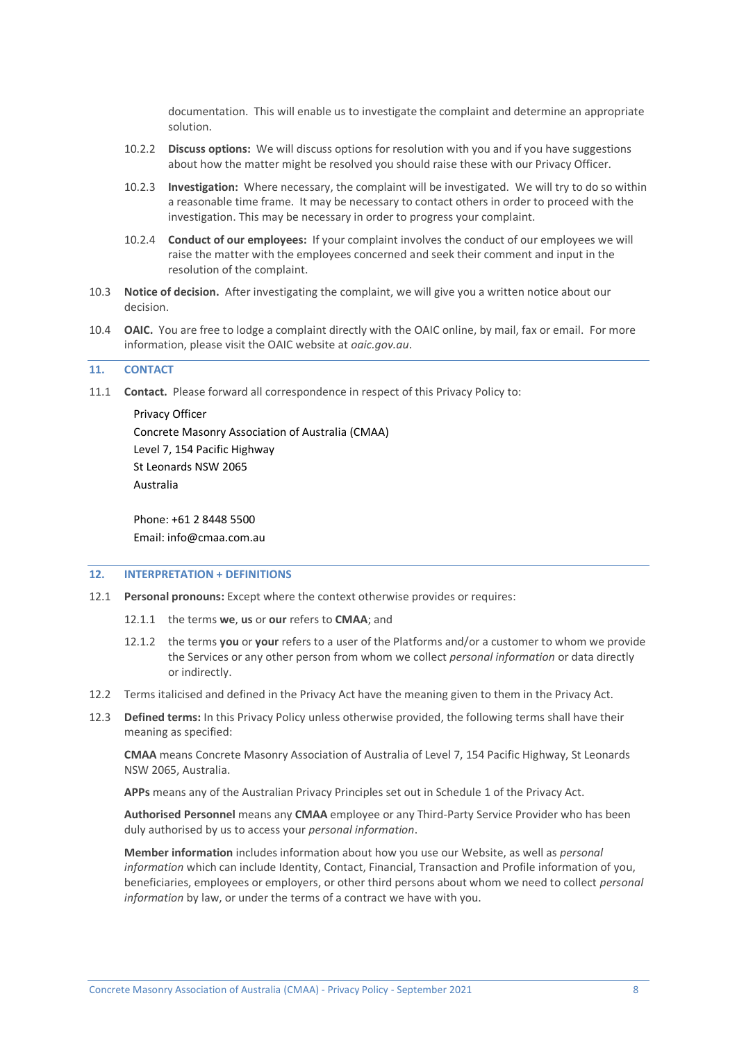documentation. This will enable us to investigate the complaint and determine an appropriate solution.

10.2.2 **Discuss options:** We will discuss options for resolution with you and if you have suggestions about how the matter might be resolved you should raise these with our Privacy Officer.

10.2.3 **Investigation:** Where necessary, the complaint will be investigated. We will try to do so within a reasonable time frame. It may be necessary to contact others in order to proceed with the investigation. This may be necessary in order to progress your complaint.

10.2.4 **Conduct of our employees:** If your complaint involves the conduct of our employees we will raise the matter with the employees concerned and seek their comment and input in the resolution of the complaint.

10.3 **Notice of decision.** After investigating the complaint, we will give you a written notice about our decision.

10.4 **OAIC.** You are free to lodge a complaint directly with the OAIC online, by mail, fax or email. For more information, please visit the OAIC website at *oaic.gov.au*.

## 11. CONTACT

11.1 **Contact.** Please forward all correspondence in respect of this Privacy Policy to:

Privacy Officer
Concrete Masonry Association of Australia (CMAA)
Level 7, 154 Pacific Highway
St Leonards NSW 2065
Australia

Phone: +61 2 8448 5500
Email: info@cmaa.com.au

## 12. INTERPRETATION + DEFINITIONS

12.1 **Personal pronouns:** Except where the context otherwise provides or requires:

12.1.1 the terms **we**, **us** or **our** refers to **CMAA**; and

12.1.2 the terms **you** or **your** refers to a user of the Platforms and/or a customer to whom we provide the Services or any other person from whom we collect *personal information* or data directly or indirectly.

12.2 Terms italicised and defined in the Privacy Act have the meaning given to them in the Privacy Act.

12.3 **Defined terms:** In this Privacy Policy unless otherwise provided, the following terms shall have their meaning as specified:

**CMAA** means Concrete Masonry Association of Australia of Level 7, 154 Pacific Highway, St Leonards NSW 2065, Australia.

**APPs** means any of the Australian Privacy Principles set out in Schedule 1 of the Privacy Act.

**Authorised Personnel** means any **CMAA** employee or any Third-Party Service Provider who has been duly authorised by us to access your *personal information*.

**Member information** includes information about how you use our Website, as well as *personal information* which can include Identity, Contact, Financial, Transaction and Profile information of you, beneficiaries, employees or employers, or other third persons about whom we need to collect *personal information* by law, or under the terms of a contract we have with you.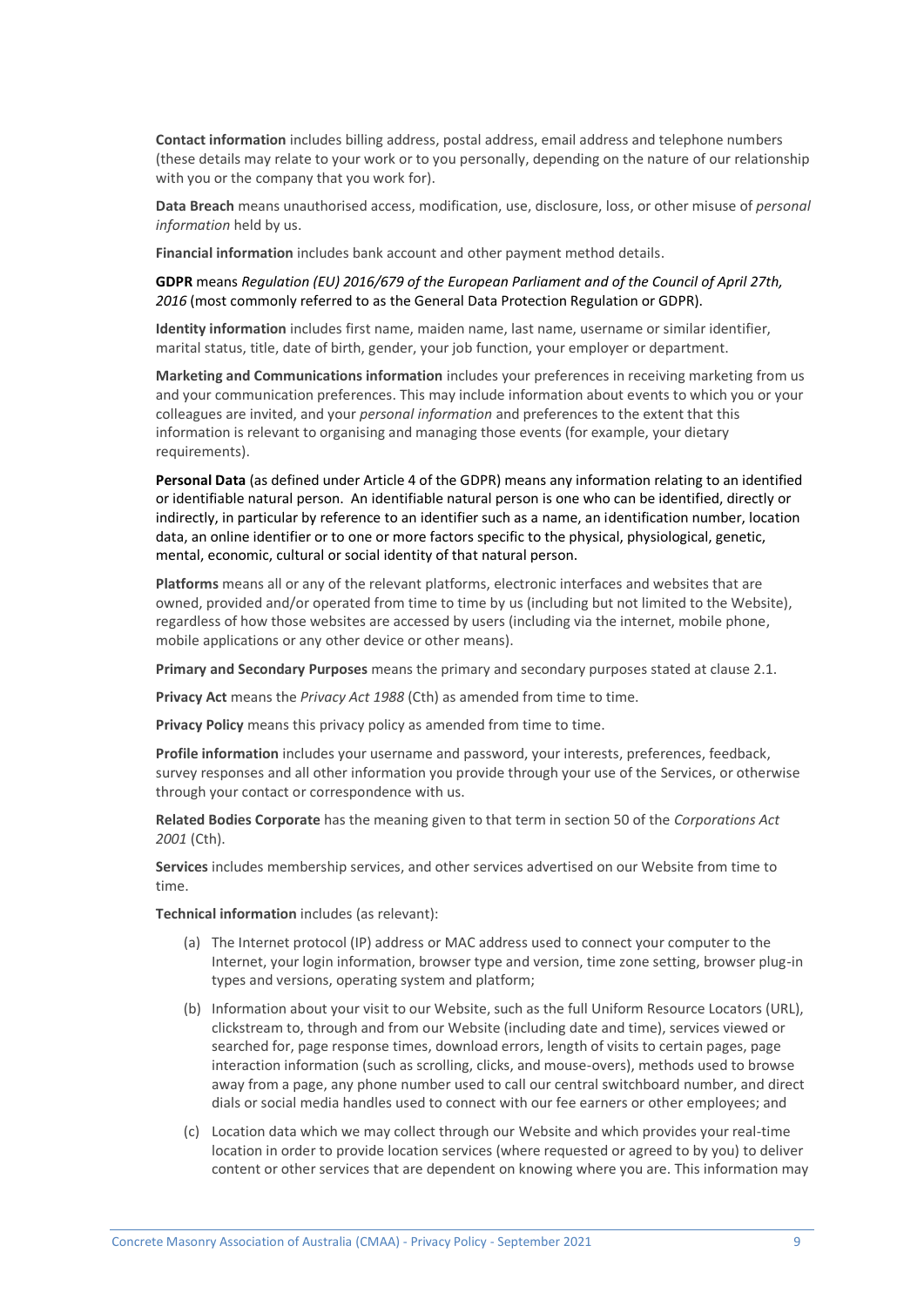**Contact information** includes billing address, postal address, email address and telephone numbers (these details may relate to your work or to you personally, depending on the nature of our relationship with you or the company that you work for).

**Data Breach** means unauthorised access, modification, use, disclosure, loss, or other misuse of *personal information* held by us.

**Financial information** includes bank account and other payment method details.

**GDPR** means *Regulation (EU) 2016/679 of the European Parliament and of the Council of April 27th, 2016* (most commonly referred to as the General Data Protection Regulation or GDPR).

**Identity information** includes first name, maiden name, last name, username or similar identifier, marital status, title, date of birth, gender, your job function, your employer or department.

**Marketing and Communications information** includes your preferences in receiving marketing from us and your communication preferences. This may include information about events to which you or your colleagues are invited, and your *personal information* and preferences to the extent that this information is relevant to organising and managing those events (for example, your dietary requirements).

**Personal Data** (as defined under Article 4 of the GDPR) means any information relating to an identified or identifiable natural person. An identifiable natural person is one who can be identified, directly or indirectly, in particular by reference to an identifier such as a name, an identification number, location data, an online identifier or to one or more factors specific to the physical, physiological, genetic, mental, economic, cultural or social identity of that natural person.

**Platforms** means all or any of the relevant platforms, electronic interfaces and websites that are owned, provided and/or operated from time to time by us (including but not limited to the Website), regardless of how those websites are accessed by users (including via the internet, mobile phone, mobile applications or any other device or other means).

**Primary and Secondary Purposes** means the primary and secondary purposes stated at clause 2.1.

**Privacy Act** means the *Privacy Act 1988* (Cth) as amended from time to time.

**Privacy Policy** means this privacy policy as amended from time to time.

**Profile information** includes your username and password, your interests, preferences, feedback, survey responses and all other information you provide through your use of the Services, or otherwise through your contact or correspondence with us.

**Related Bodies Corporate** has the meaning given to that term in section 50 of the *Corporations Act 2001* (Cth).

**Services** includes membership services, and other services advertised on our Website from time to time.

**Technical information** includes (as relevant):

(a) The Internet protocol (IP) address or MAC address used to connect your computer to the Internet, your login information, browser type and version, time zone setting, browser plug-in types and versions, operating system and platform;

(b) Information about your visit to our Website, such as the full Uniform Resource Locators (URL), clickstream to, through and from our Website (including date and time), services viewed or searched for, page response times, download errors, length of visits to certain pages, page interaction information (such as scrolling, clicks, and mouse-overs), methods used to browse away from a page, any phone number used to call our central switchboard number, and direct dials or social media handles used to connect with our fee earners or other employees; and

(c) Location data which we may collect through our Website and which provides your real-time location in order to provide location services (where requested or agreed to by you) to deliver content or other services that are dependent on knowing where you are. This information may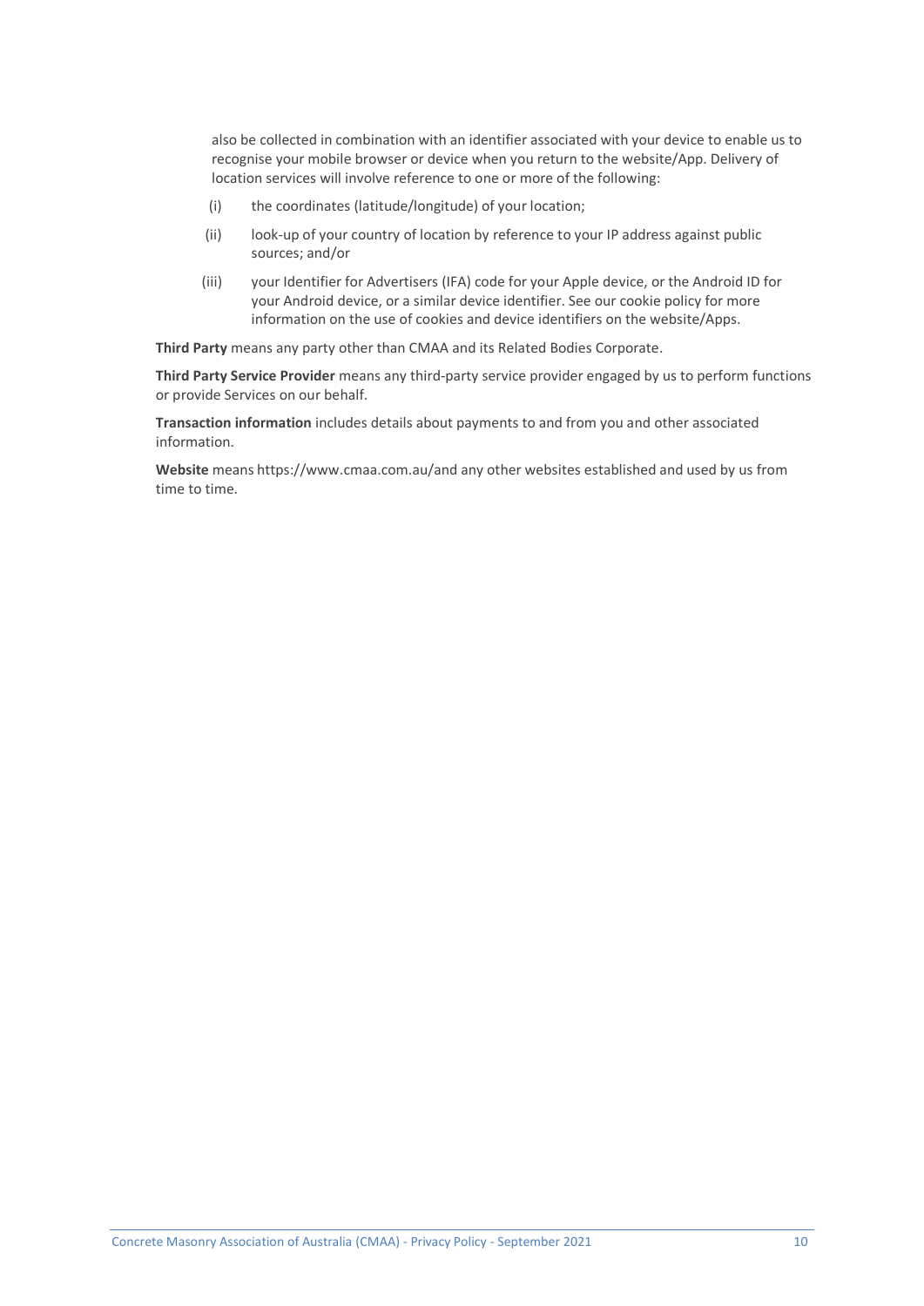also be collected in combination with an identifier associated with your device to enable us to recognise your mobile browser or device when you return to the website/App. Delivery of location services will involve reference to one or more of the following:

(i) the coordinates (latitude/longitude) of your location;

(ii) look-up of your country of location by reference to your IP address against public sources; and/or

(iii) your Identifier for Advertisers (IFA) code for your Apple device, or the Android ID for your Android device, or a similar device identifier. See our cookie policy for more information on the use of cookies and device identifiers on the website/Apps.

**Third Party** means any party other than CMAA and its Related Bodies Corporate.

**Third Party Service Provider** means any third-party service provider engaged by us to perform functions or provide Services on our behalf.

**Transaction information** includes details about payments to and from you and other associated information.

**Website** means https://www.cmaa.com.au/and any other websites established and used by us from time to time.